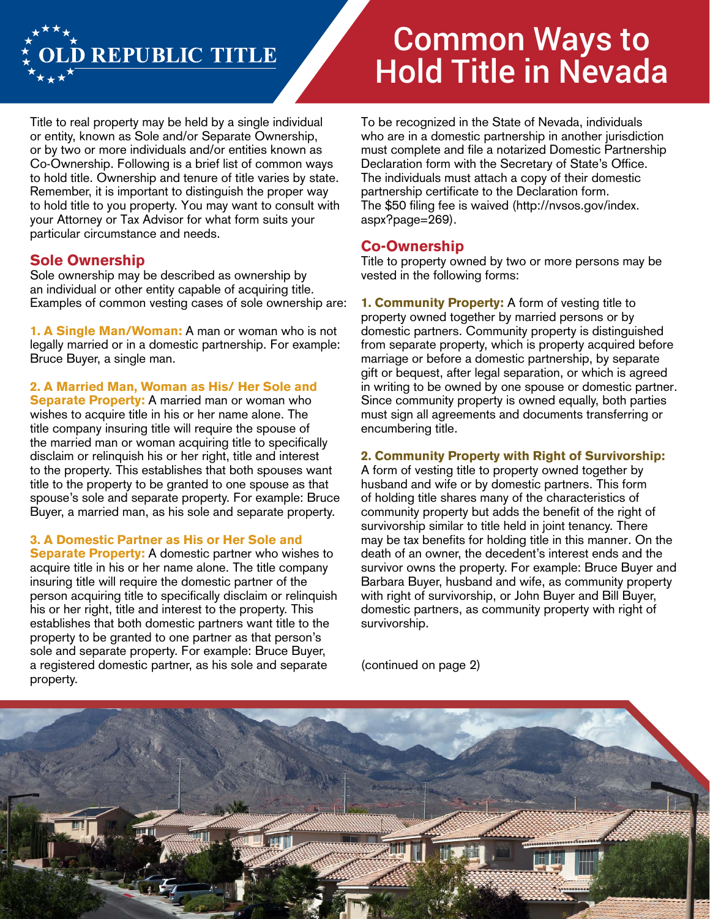OLD REPUBLIC TITLE

# Common Ways to Hold Title in Nevada

Title to real property may be held by a single individual or entity, known as Sole and/or Separate Ownership, or by two or more individuals and/or entities known as Co-Ownership. Following is a brief list of common ways to hold title. Ownership and tenure of title varies by state. Remember, it is important to distinguish the proper way to hold title to you property. You may want to consult with your Attorney or Tax Advisor for what form suits your particular circumstance and needs.

## Sole Ownership

Sole ownership may be described as ownership by an individual or other entity capable of acquiring title. Examples of common vesting cases of sole ownership are:

**1. A Single Man/Woman:** A man or woman who is not legally married or in a domestic partnership. For example: Bruce Buyer, a single man.

**2. A Married Man, Woman as His/ Her Sole and Separate Property:** A married man or woman who wishes to acquire title in his or her name alone. The title company insuring title will require the spouse of the married man or woman acquiring title to specifically disclaim or relinquish his or her right, title and interest to the property. This establishes that both spouses want title to the property to be granted to one spouse as that spouse's sole and separate property. For example: Bruce Buyer, a married man, as his sole and separate property.

**3. A Domestic Partner as His or Her Sole and Separate Property:** A domestic partner who wishes to acquire title in his or her name alone. The title company insuring title will require the domestic partner of the person acquiring title to specifically disclaim or relinquish his or her right, title and interest to the property. This establishes that both domestic partners want title to the property to be granted to one partner as that person's sole and separate property. For example: Bruce Buyer, a registered domestic partner, as his sole and separate property.

To be recognized in the State of Nevada, individuals who are in a domestic partnership in another jurisdiction must complete and file a notarized Domestic Partnership Declaration form with the Secretary of State's Office. The individuals must attach a copy of their domestic partnership certificate to the Declaration form. The $50 filing fee is waived (http://nvsos.gov/index.aspx?page=269).

## Co-Ownership

Title to property owned by two or more persons may be vested in the following forms:

**1. Community Property:** A form of vesting title to property owned together by married persons or by domestic partners. Community property is distinguished from separate property, which is property acquired before marriage or before a domestic partnership, by separate gift or bequest, after legal separation, or which is agreed in writing to be owned by one spouse or domestic partner. Since community property is owned equally, both parties must sign all agreements and documents transferring or encumbering title.

**2. Community Property with Right of Survivorship:** A form of vesting title to property owned together by husband and wife or by domestic partners. This form of holding title shares many of the characteristics of community property but adds the benefit of the right of survivorship similar to title held in joint tenancy. There may be tax benefits for holding title in this manner. On the death of an owner, the decedent's interest ends and the survivor owns the property. For example: Bruce Buyer and Barbara Buyer, husband and wife, as community property with right of survivorship, or John Buyer and Bill Buyer, domestic partners, as community property with right of survivorship.

(continued on page 2)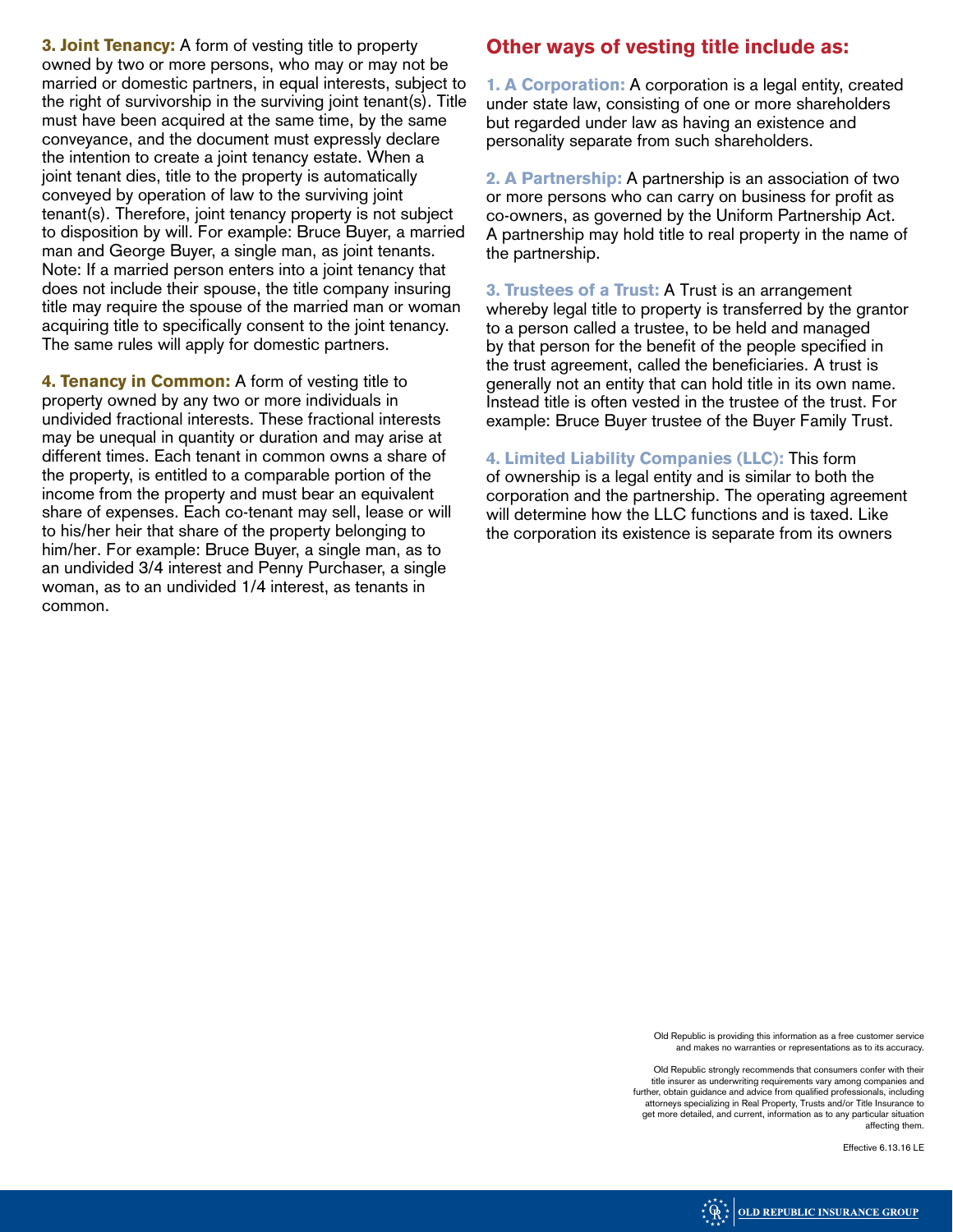**3. Joint Tenancy:** A form of vesting title to property owned by two or more persons, who may or may not be married or domestic partners, in equal interests, subject to the right of survivorship in the surviving joint tenant(s). Title must have been acquired at the same time, by the same conveyance, and the document must expressly declare the intention to create a joint tenancy estate. When a joint tenant dies, title to the property is automatically conveyed by operation of law to the surviving joint tenant(s). Therefore, joint tenancy property is not subject to disposition by will. For example: Bruce Buyer, a married man and George Buyer, a single man, as joint tenants. Note: If a married person enters into a joint tenancy that does not include their spouse, the title company insuring title may require the spouse of the married man or woman acquiring title to specifically consent to the joint tenancy. The same rules will apply for domestic partners.

**4. Tenancy in Common:** A form of vesting title to property owned by any two or more individuals in undivided fractional interests. These fractional interests may be unequal in quantity or duration and may arise at different times. Each tenant in common owns a share of the property, is entitled to a comparable portion of the income from the property and must bear an equivalent share of expenses. Each co-tenant may sell, lease or will to his/her heir that share of the property belonging to him/her. For example: Bruce Buyer, a single man, as to an undivided 3/4 interest and Penny Purchaser, a single woman, as to an undivided 1/4 interest, as tenants in common.

## Other ways of vesting title include as:

**1. A Corporation:** A corporation is a legal entity, created under state law, consisting of one or more shareholders but regarded under law as having an existence and personality separate from such shareholders.

**2. A Partnership:** A partnership is an association of two or more persons who can carry on business for profit as co-owners, as governed by the Uniform Partnership Act. A partnership may hold title to real property in the name of the partnership.

**3. Trustees of a Trust:** A Trust is an arrangement whereby legal title to property is transferred by the grantor to a person called a trustee, to be held and managed by that person for the benefit of the people specified in the trust agreement, called the beneficiaries. A trust is generally not an entity that can hold title in its own name. Instead title is often vested in the trustee of the trust. For example: Bruce Buyer trustee of the Buyer Family Trust.

**4. Limited Liability Companies (LLC):** This form of ownership is a legal entity and is similar to both the corporation and the partnership. The operating agreement will determine how the LLC functions and is taxed. Like the corporation its existence is separate from its owners

Old Republic is providing this information as a free customer service and makes no warranties or representations as to its accuracy.

Old Republic strongly recommends that consumers confer with their title insurer as underwriting requirements vary among companies and further, obtain guidance and advice from qualified professionals, including attorneys specializing in Real Property, Trusts and/or Title Insurance to get more detailed, and current, information as to any particular situation affecting them.

Effective 6.13.16 LE

OLD REPUBLIC INSURANCE GROUP